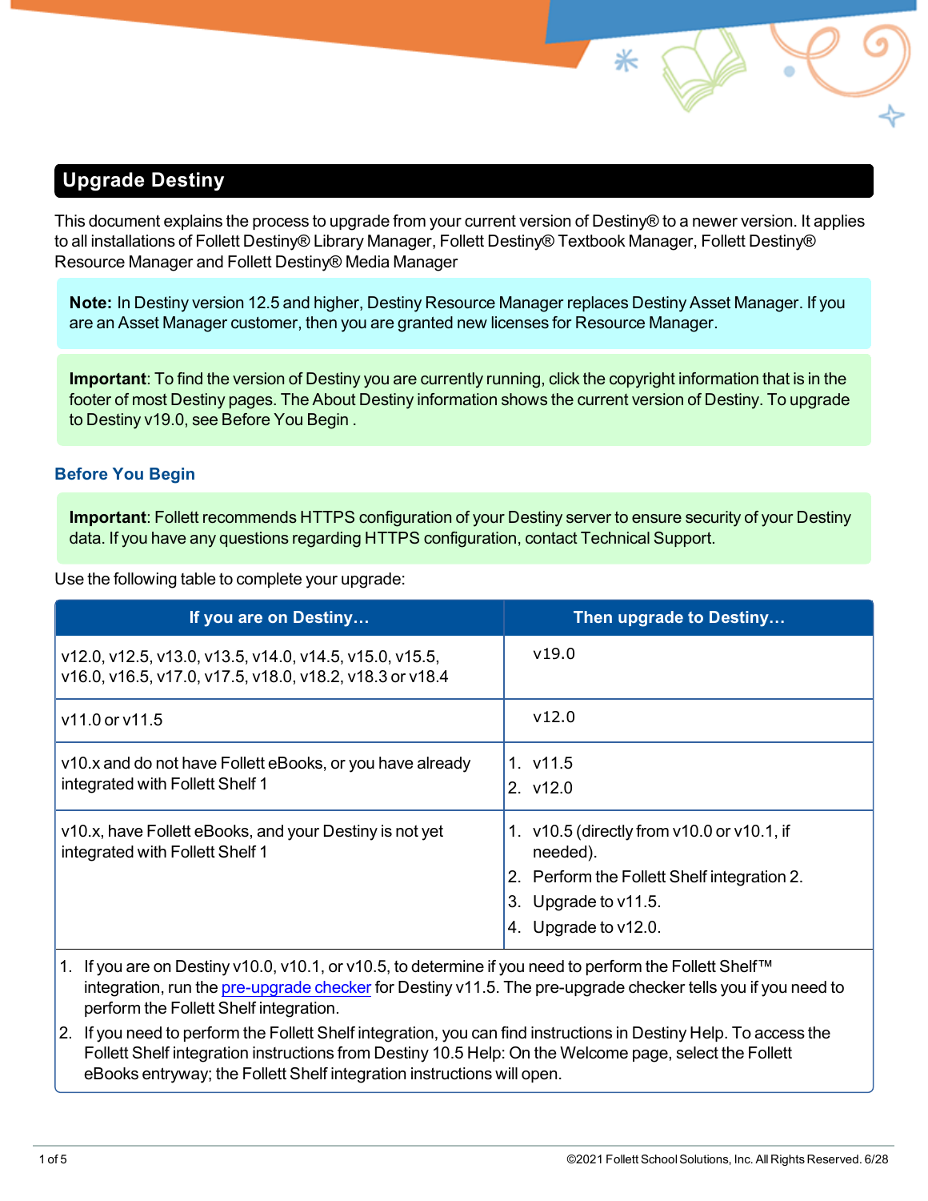# Upgrade Destiny

This document explains the process to upgrade from your current version of Destiny® to a newer version. It applies to all installations of Follett Destiny® Library Manager, Follett Destiny® Textbook Manager, Follett Destiny® Resource Manager and Follett Destiny® Media Manager

**Note:** In Destiny version 12.5 and higher, Destiny Resource Manager replaces Destiny Asset Manager. If you are an Asset Manager customer, then you are granted new licenses for Resource Manager.

**Important**: To find the version of Destiny you are currently running, click the copyright information that is in the footer of most Destiny pages. The About Destiny information shows the current version of Destiny. To upgrade to Destiny v19.0, see Before You Begin .

### Before You Begin

**Important**: Follett recommends HTTPS configuration of your Destiny server to ensure security of your Destiny data. If you have any questions regarding HTTPS configuration, contact Technical Support.

Use the following table to complete your upgrade:

| If you are on Destiny… | Then upgrade to Destiny… |
|---|---|
| v12.0, v12.5, v13.0, v13.5, v14.0, v14.5, v15.0, v15.5, v16.0, v16.5, v17.0, v17.5, v18.0, v18.2, v18.3 or v18.4 | v19.0 |
| v11.0 or v11.5 | v12.0 |
| v10.x and do not have Follett eBooks, or you have already integrated with Follett Shelf 1 | 1. v11.5<br>2. v12.0 |
| v10.x, have Follett eBooks, and your Destiny is not yet integrated with Follett Shelf 1 | 1. v10.5 (directly from v10.0 or v10.1, if needed).<br>2. Perform the Follett Shelf integration 2.<br>3. Upgrade to v11.5.<br>4. Upgrade to v12.0. |

1. If you are on Destiny v10.0, v10.1, or v10.5, to determine if you need to perform the Follett Shelf™ integration, run the pre-upgrade checker for Destiny v11.5. The pre-upgrade checker tells you if you need to perform the Follett Shelf integration.
2. If you need to perform the Follett Shelf integration, you can find instructions in Destiny Help. To access the Follett Shelf integration instructions from Destiny 10.5 Help: On the Welcome page, select the Follett eBooks entryway; the Follett Shelf integration instructions will open.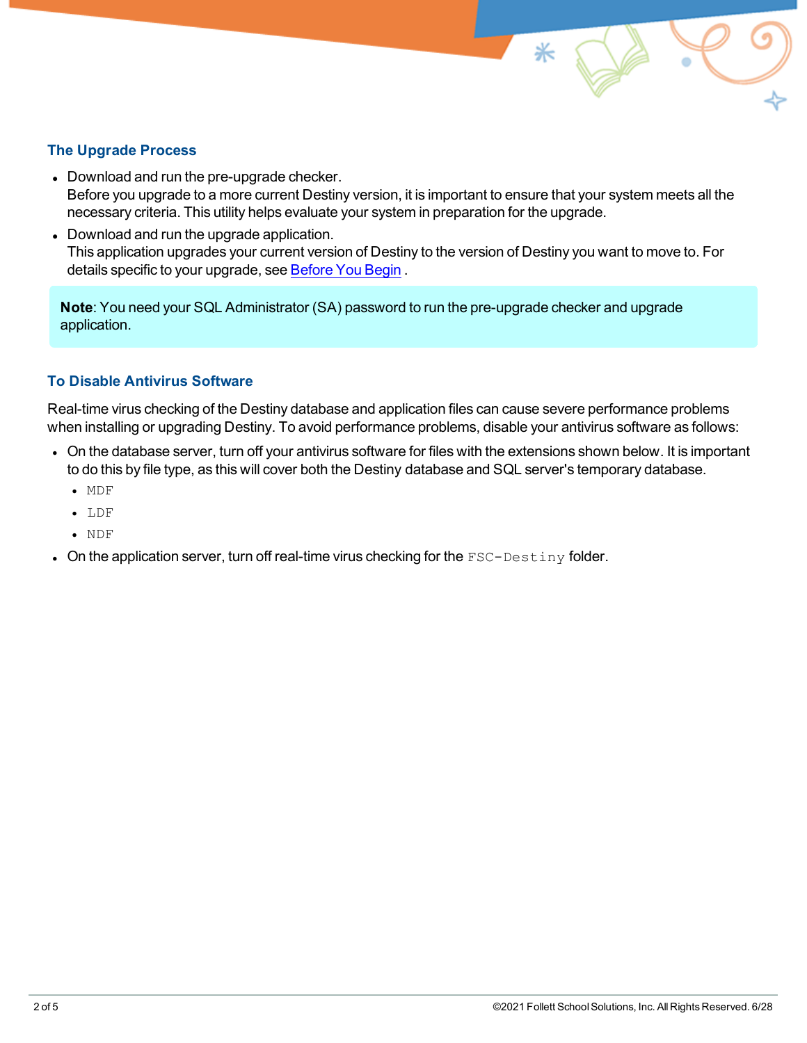### The Upgrade Process

- Download and run the pre-upgrade checker.
  Before you upgrade to a more current Destiny version, it is important to ensure that your system meets all the necessary criteria. This utility helps evaluate your system in preparation for the upgrade.
- Download and run the upgrade application.
  This application upgrades your current version of Destiny to the version of Destiny you want to move to. For details specific to your upgrade, see Before You Begin .

> **Note**: You need your SQL Administrator (SA) password to run the pre-upgrade checker and upgrade application.

### To Disable Antivirus Software

Real-time virus checking of the Destiny database and application files can cause severe performance problems when installing or upgrading Destiny. To avoid performance problems, disable your antivirus software as follows:

- On the database server, turn off your antivirus software for files with the extensions shown below. It is important to do this by file type, as this will cover both the Destiny database and SQL server's temporary database.
  - `MDF`
  - `LDF`
  - `NDF`
- On the application server, turn off real-time virus checking for the `FSC-Destiny` folder.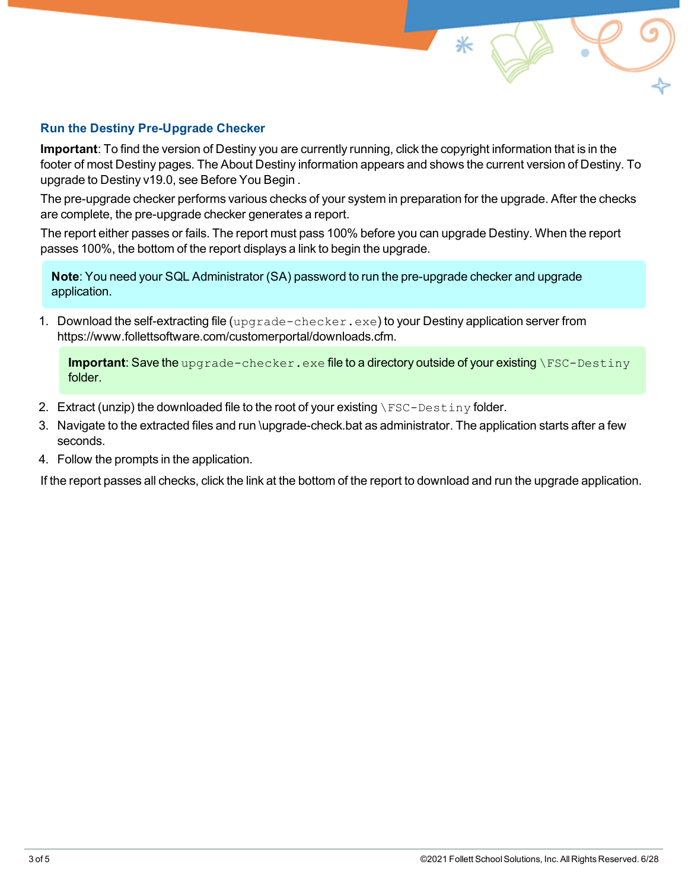### Run the Destiny Pre-Upgrade Checker

**Important**: To find the version of Destiny you are currently running, click the copyright information that is in the footer of most Destiny pages. The About Destiny information appears and shows the current version of Destiny. To upgrade to Destiny v19.0, see Before You Begin .

The pre-upgrade checker performs various checks of your system in preparation for the upgrade. After the checks are complete, the pre-upgrade checker generates a report.

The report either passes or fails. The report must pass 100% before you can upgrade Destiny. When the report passes 100%, the bottom of the report displays a link to begin the upgrade.

> **Note**: You need your SQL Administrator (SA) password to run the pre-upgrade checker and upgrade application.

1. Download the self-extracting file (`upgrade-checker.exe`) to your Destiny application server from https://www.follettsoftware.com/customerportal/downloads.cfm.

   > **Important**: Save the `upgrade-checker.exe` file to a directory outside of your existing `\FSC-Destiny` folder.

2. Extract (unzip) the downloaded file to the root of your existing `\FSC-Destiny` folder.
3. Navigate to the extracted files and run \upgrade-check.bat as administrator. The application starts after a few seconds.
4. Follow the prompts in the application.

If the report passes all checks, click the link at the bottom of the report to download and run the upgrade application.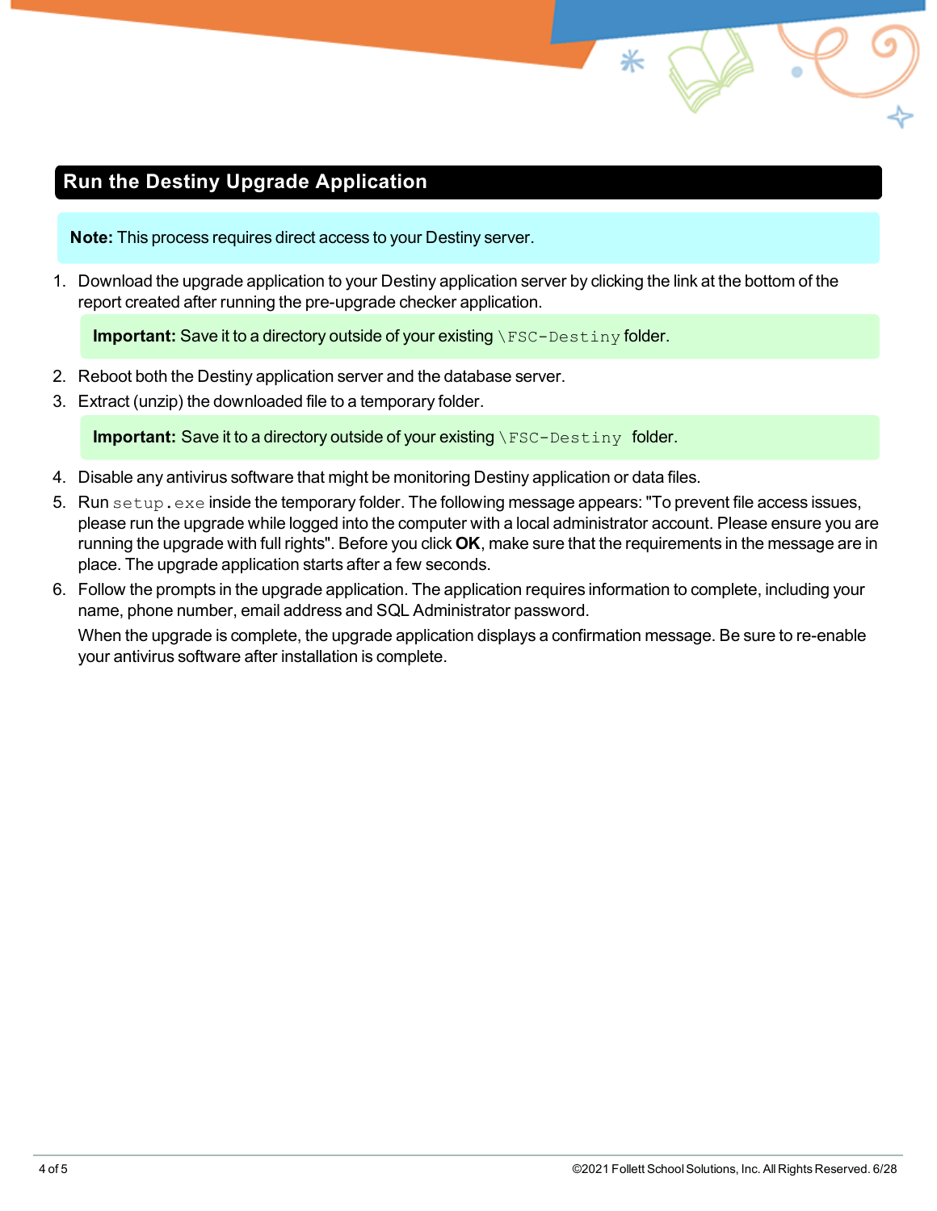## Run the Destiny Upgrade Application

**Note:** This process requires direct access to your Destiny server.

1. Download the upgrade application to your Destiny application server by clicking the link at the bottom of the report created after running the pre-upgrade checker application.

   **Important:** Save it to a directory outside of your existing `\FSC-Destiny` folder.

2. Reboot both the Destiny application server and the database server.
3. Extract (unzip) the downloaded file to a temporary folder.

   **Important:** Save it to a directory outside of your existing `\FSC-Destiny` folder.

4. Disable any antivirus software that might be monitoring Destiny application or data files.
5. Run `setup.exe` inside the temporary folder. The following message appears: "To prevent file access issues, please run the upgrade while logged into the computer with a local administrator account. Please ensure you are running the upgrade with full rights". Before you click **OK**, make sure that the requirements in the message are in place. The upgrade application starts after a few seconds.
6. Follow the prompts in the upgrade application. The application requires information to complete, including your name, phone number, email address and SQL Administrator password.

   When the upgrade is complete, the upgrade application displays a confirmation message. Be sure to re-enable your antivirus software after installation is complete.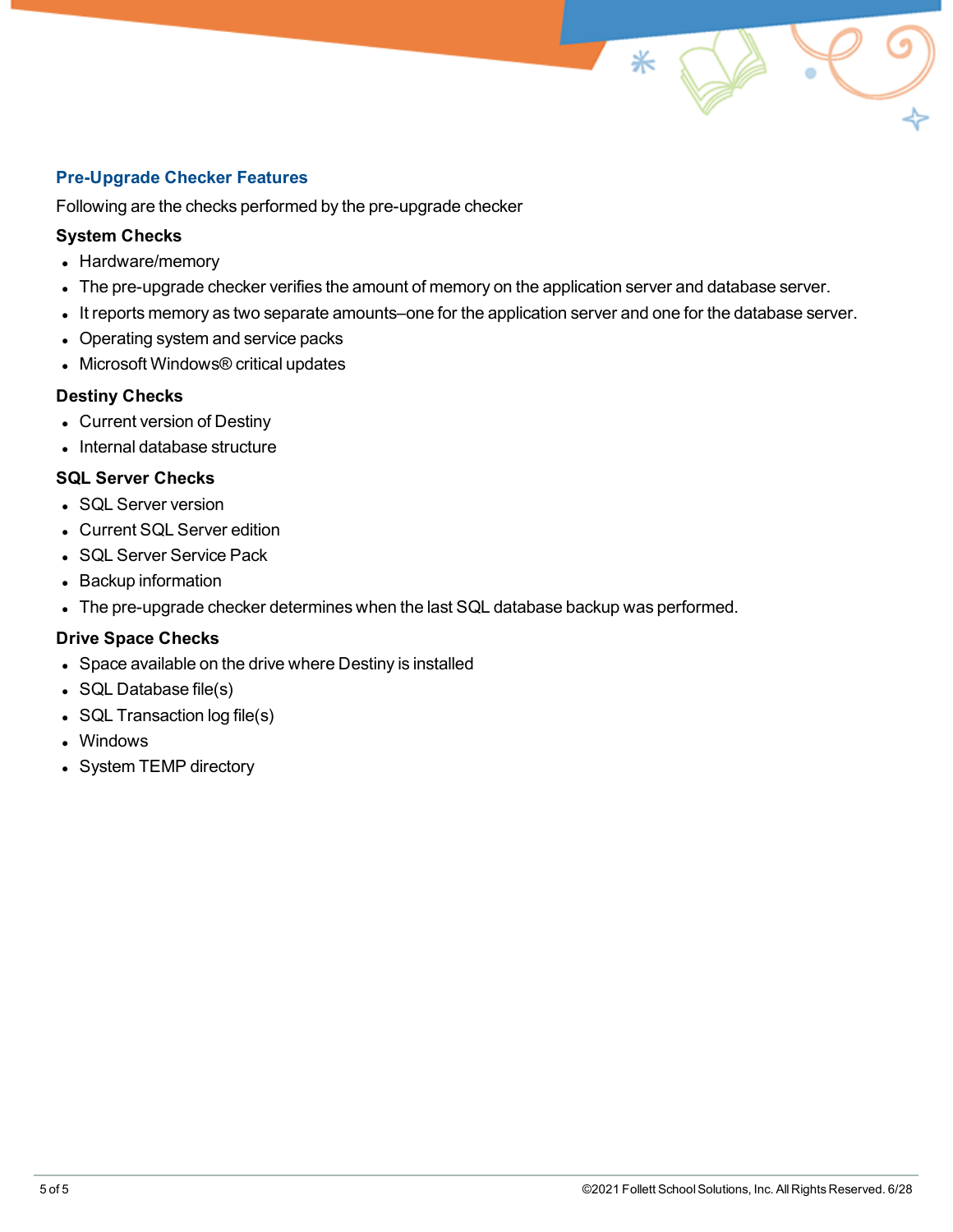## Pre-Upgrade Checker Features

Following are the checks performed by the pre-upgrade checker

### System Checks

- Hardware/memory
- The pre-upgrade checker verifies the amount of memory on the application server and database server.
- It reports memory as two separate amounts–one for the application server and one for the database server.
- Operating system and service packs
- Microsoft Windows® critical updates

### Destiny Checks

- Current version of Destiny
- Internal database structure

### SQL Server Checks

- SQL Server version
- Current SQL Server edition
- SQL Server Service Pack
- Backup information
- The pre-upgrade checker determines when the last SQL database backup was performed.

### Drive Space Checks

- Space available on the drive where Destiny is installed
- SQL Database file(s)
- SQL Transaction log file(s)
- Windows
- System TEMP directory